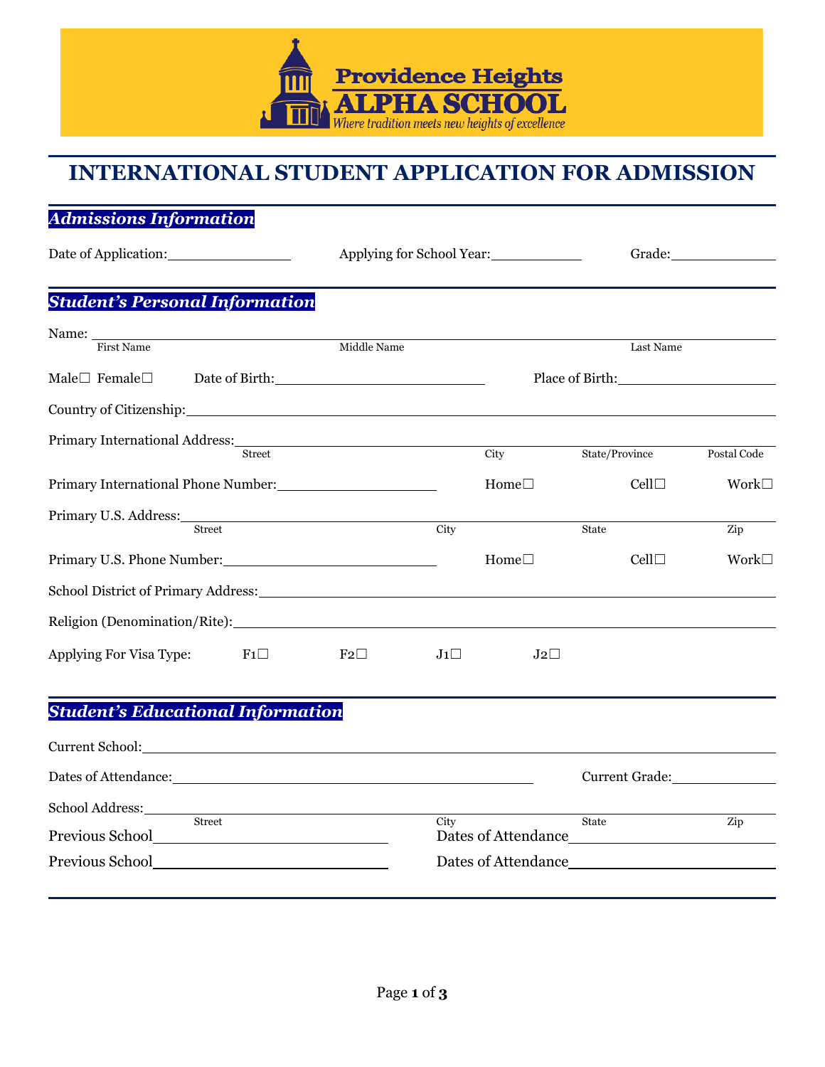Providence Heights ALPHA SCHOOL

*Where tradition meets new heights of excellence*

# INTERNATIONAL STUDENT APPLICATION FOR ADMISSION

## *Admissions Information*

Date of Application:_______________ Applying for School Year:___________ Grade:_____________

## *Student's Personal Information*

Name: ______________________________________________________________________
First Name Middle Name Last Name

Male☐ Female☐ Date of Birth:___________________________ Place of Birth:___________________

Country of Citizenship:_____________________________________________________________

Primary International Address:________________________________________________________
Street City State/Province Postal Code

Primary International Phone Number:____________________ Home☐ Cell☐ Work☐

Primary U.S. Address:_______________________________________________________________
Street City State Zip

Primary U.S. Phone Number:___________________________ Home☐ Cell☐ Work☐

School District of Primary Address:____________________________________________________

Religion (Denomination/Rite):_________________________________________________________

Applying For Visa Type: F1☐ F2☐ J1☐ J2☐

## *Student's Educational Information*

Current School:___________________________________________________________________

Dates of Attendance:_____________________________________________ Current Grade:_____________

School Address:___________________________________________________________________
Street City State Zip

Previous School______________________________ Dates of Attendance__________________________

Previous School______________________________ Dates of Attendance__________________________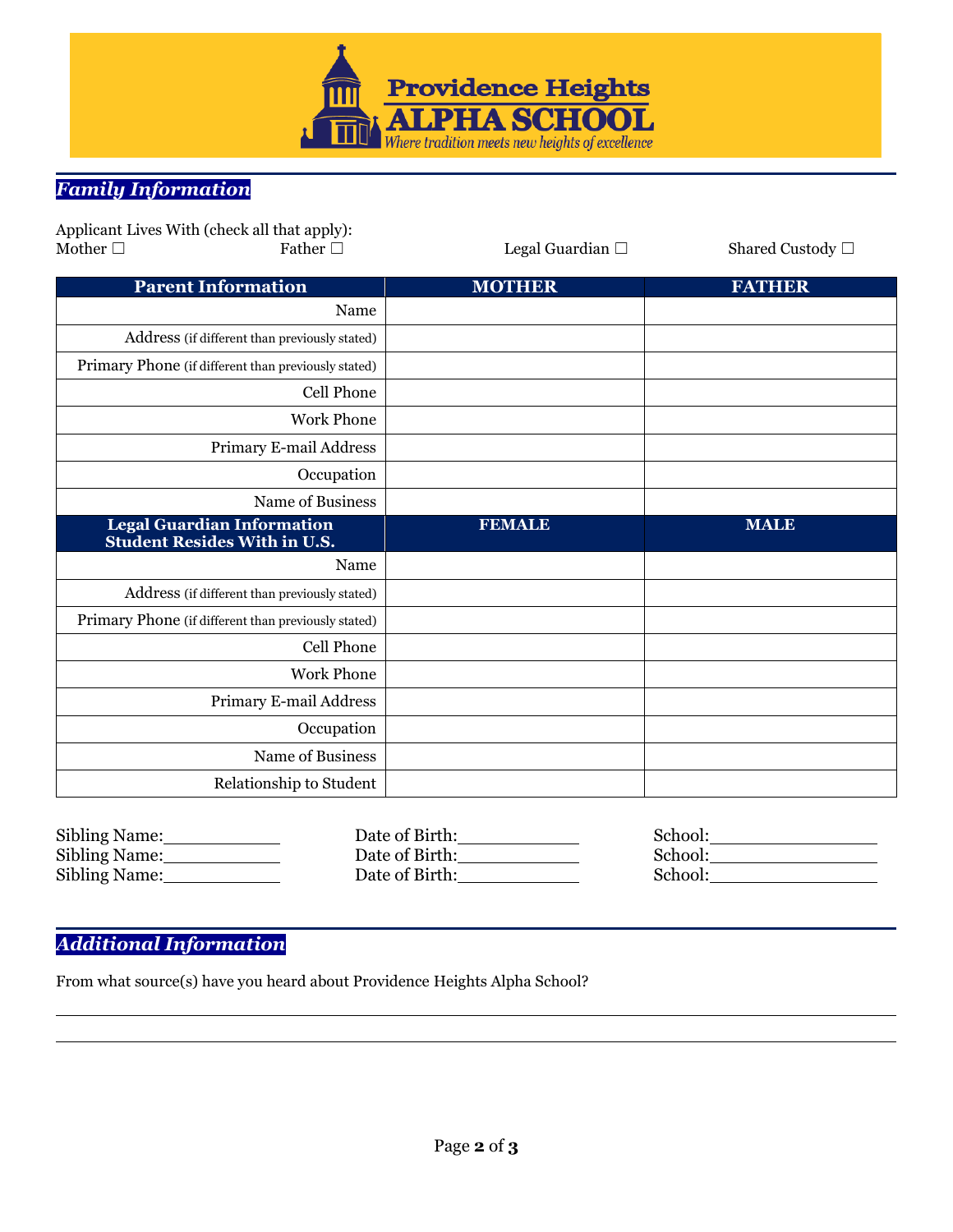**Providence Heights ALPHA SCHOOL**
*Where tradition meets new heights of excellence*

## *Family Information*

Applicant Lives With (check all that apply):
Mother ☐ Father ☐ Legal Guardian ☐ Shared Custody ☐

| Parent Information | MOTHER | FATHER |
|---|---|---|
| Name | | |
| Address (if different than previously stated) | | |
| Primary Phone (if different than previously stated) | | |
| Cell Phone | | |
| Work Phone | | |
| Primary E-mail Address | | |
| Occupation | | |
| Name of Business | | |
| **Legal Guardian Information Student Resides With in U.S.** | **FEMALE** | **MALE** |
| Name | | |
| Address (if different than previously stated) | | |
| Primary Phone (if different than previously stated) | | |
| Cell Phone | | |
| Work Phone | | |
| Primary E-mail Address | | |
| Occupation | | |
| Name of Business | | |
| Relationship to Student | | |

Sibling Name:__________ Date of Birth:__________ School:______________
Sibling Name:__________ Date of Birth:__________ School:______________
Sibling Name:__________ Date of Birth:__________ School:______________

## *Additional Information*

From what source(s) have you heard about Providence Heights Alpha School?

________________________________________________________________________

________________________________________________________________________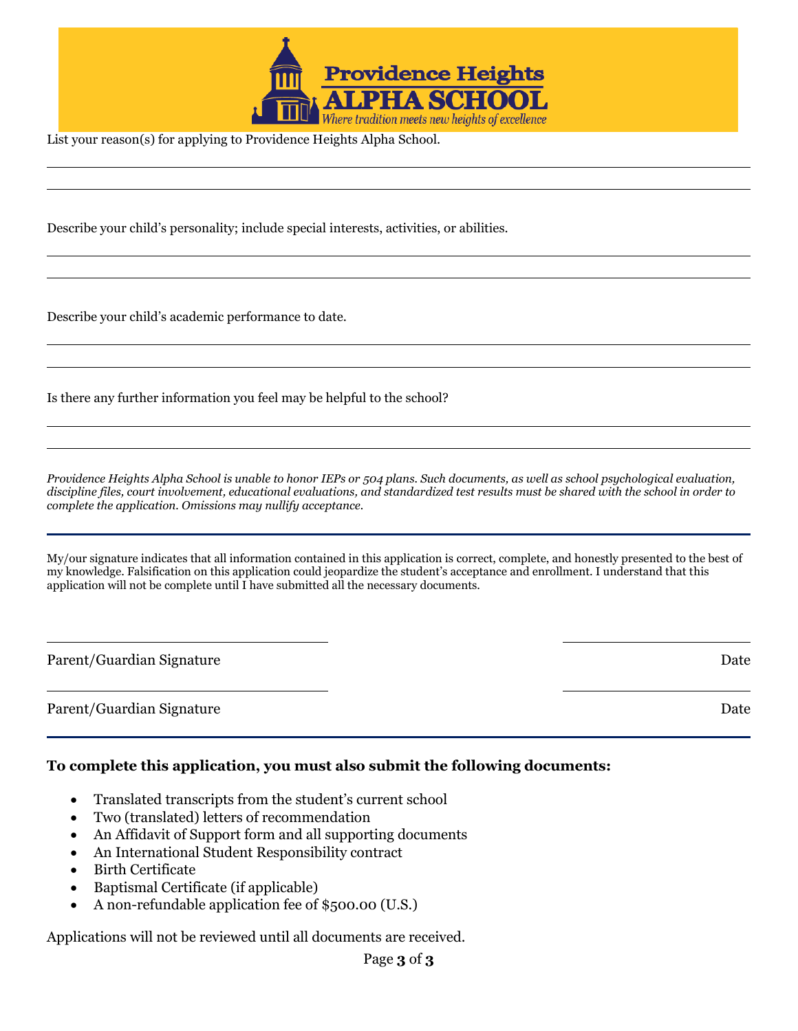List your reason(s) for applying to Providence Heights Alpha School.

Describe your child's personality; include special interests, activities, or abilities.

Describe your child's academic performance to date.

Is there any further information you feel may be helpful to the school?

*Providence Heights Alpha School is unable to honor IEPs or 504 plans. Such documents, as well as school psychological evaluation, discipline files, court involvement, educational evaluations, and standardized test results must be shared with the school in order to complete the application. Omissions may nullify acceptance.*

---

My/our signature indicates that all information contained in this application is correct, complete, and honestly presented to the best of my knowledge. Falsification on this application could jeopardize the student's acceptance and enrollment. I understand that this application will not be complete until I have submitted all the necessary documents.

Parent/Guardian Signature    Date

Parent/Guardian Signature    Date

---

**To complete this application, you must also submit the following documents:**

- Translated transcripts from the student's current school
- Two (translated) letters of recommendation
- An Affidavit of Support form and all supporting documents
- An International Student Responsibility contract
- Birth Certificate
- Baptismal Certificate (if applicable)
- A non-refundable application fee of $500.00 (U.S.)

Applications will not be reviewed until all documents are received.